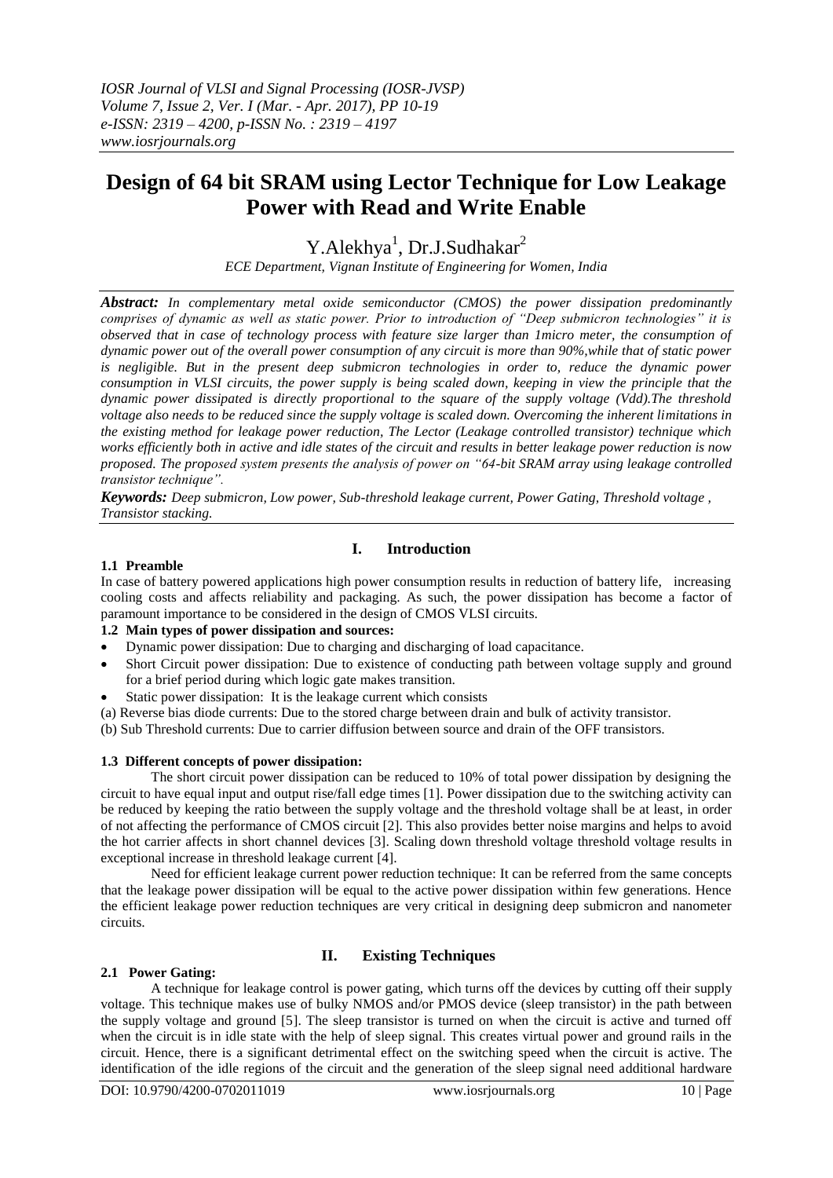# Design of 64 bit SRAM using Lector Technique for Low Leakage Power with Read and Write Enable

Y.Alekhya[1], Dr.J.Sudhakar[2]

*ECE Department, Vignan Institute of Engineering for Women, India*

***Abstract:*** *In complementary metal oxide semiconductor (CMOS) the power dissipation predominantly comprises of dynamic as well as static power. Prior to introduction of "Deep submicron technologies" it is observed that in case of technology process with feature size larger than 1micro meter, the consumption of dynamic power out of the overall power consumption of any circuit is more than 90%,while that of static power is negligible. But in the present deep submicron technologies in order to, reduce the dynamic power consumption in VLSI circuits, the power supply is being scaled down, keeping in view the principle that the dynamic power dissipated is directly proportional to the square of the supply voltage (Vdd).The threshold voltage also needs to be reduced since the supply voltage is scaled down. Overcoming the inherent limitations in the existing method for leakage power reduction, The Lector (Leakage controlled transistor) technique which works efficiently both in active and idle states of the circuit and results in better leakage power reduction is now proposed. The proposed system presents the analysis of power on "64-bit SRAM array using leakage controlled transistor technique".*

***Keywords:*** *Deep submicron, Low power, Sub-threshold leakage current, Power Gating, Threshold voltage , Transistor stacking.*

## I. Introduction

### 1.1 Preamble

In case of battery powered applications high power consumption results in reduction of battery life, increasing cooling costs and affects reliability and packaging. As such, the power dissipation has become a factor of paramount importance to be considered in the design of CMOS VLSI circuits.

### 1.2 Main types of power dissipation and sources:

- Dynamic power dissipation: Due to charging and discharging of load capacitance.
- Short Circuit power dissipation: Due to existence of conducting path between voltage supply and ground for a brief period during which logic gate makes transition.
- Static power dissipation: It is the leakage current which consists

(a) Reverse bias diode currents: Due to the stored charge between drain and bulk of activity transistor.

(b) Sub Threshold currents: Due to carrier diffusion between source and drain of the OFF transistors.

### 1.3 Different concepts of power dissipation:

The short circuit power dissipation can be reduced to 10% of total power dissipation by designing the circuit to have equal input and output rise/fall edge times [1]. Power dissipation due to the switching activity can be reduced by keeping the ratio between the supply voltage and the threshold voltage shall be at least, in order of not affecting the performance of CMOS circuit [2]. This also provides better noise margins and helps to avoid the hot carrier affects in short channel devices [3]. Scaling down threshold voltage threshold voltage results in exceptional increase in threshold leakage current [4].

Need for efficient leakage current power reduction technique: It can be referred from the same concepts that the leakage power dissipation will be equal to the active power dissipation within few generations. Hence the efficient leakage power reduction techniques are very critical in designing deep submicron and nanometer circuits.

## II. Existing Techniques

### 2.1 Power Gating:

A technique for leakage control is power gating, which turns off the devices by cutting off their supply voltage. This technique makes use of bulky NMOS and/or PMOS device (sleep transistor) in the path between the supply voltage and ground [5]. The sleep transistor is turned on when the circuit is active and turned off when the circuit is in idle state with the help of sleep signal. This creates virtual power and ground rails in the circuit. Hence, there is a significant detrimental effect on the switching speed when the circuit is active. The identification of the idle regions of the circuit and the generation of the sleep signal need additional hardware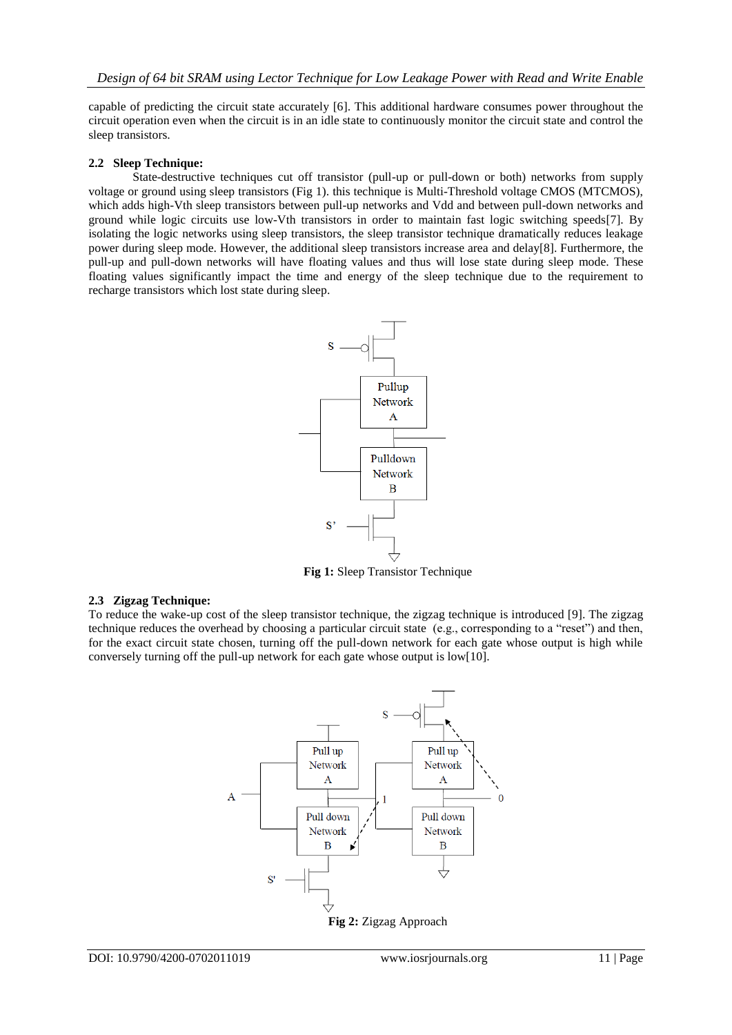capable of predicting the circuit state accurately [6]. This additional hardware consumes power throughout the circuit operation even when the circuit is in an idle state to continuously monitor the circuit state and control the sleep transistors.

### 2.2 Sleep Technique:

State-destructive techniques cut off transistor (pull-up or pull-down or both) networks from supply voltage or ground using sleep transistors (Fig 1). this technique is Multi-Threshold voltage CMOS (MTCMOS), which adds high-Vth sleep transistors between pull-up networks and Vdd and between pull-down networks and ground while logic circuits use low-Vth transistors in order to maintain fast logic switching speeds[7]. By isolating the logic networks using sleep transistors, the sleep transistor technique dramatically reduces leakage power during sleep mode. However, the additional sleep transistors increase area and delay[8]. Furthermore, the pull-up and pull-down networks will have floating values and thus will lose state during sleep mode. These floating values significantly impact the time and energy of the sleep technique due to the requirement to recharge transistors which lost state during sleep.

**Fig 1:** Sleep Transistor Technique

### 2.3 Zigzag Technique:

To reduce the wake-up cost of the sleep transistor technique, the zigzag technique is introduced [9]. The zigzag technique reduces the overhead by choosing a particular circuit state (e.g., corresponding to a "reset") and then, for the exact circuit state chosen, turning off the pull-down network for each gate whose output is high while conversely turning off the pull-up network for each gate whose output is low[10].

**Fig 2:** Zigzag Approach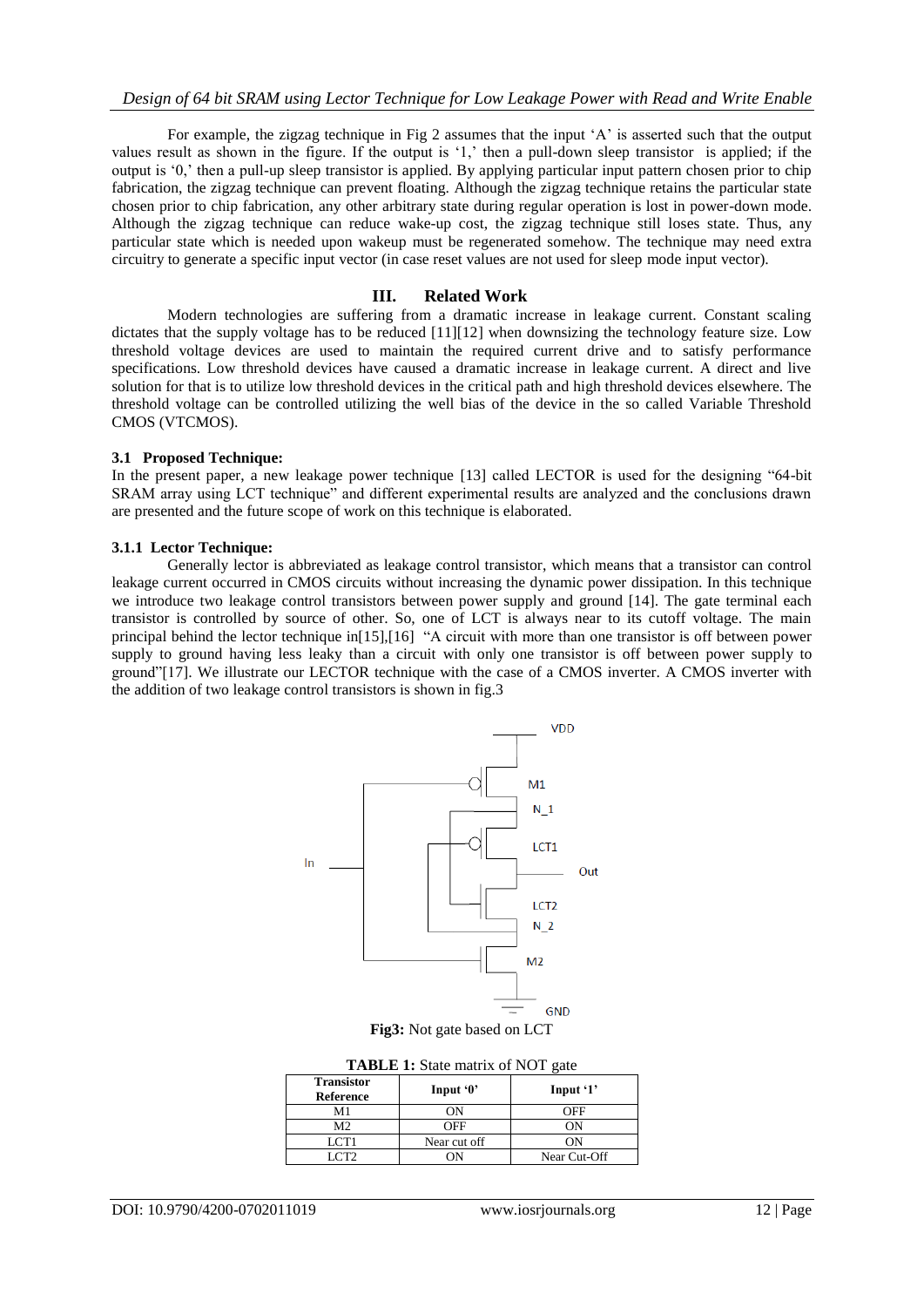For example, the zigzag technique in Fig 2 assumes that the input 'A' is asserted such that the output values result as shown in the figure. If the output is '1,' then a pull-down sleep transistor is applied; if the output is '0,' then a pull-up sleep transistor is applied. By applying particular input pattern chosen prior to chip fabrication, the zigzag technique can prevent floating. Although the zigzag technique retains the particular state chosen prior to chip fabrication, any other arbitrary state during regular operation is lost in power-down mode. Although the zigzag technique can reduce wake-up cost, the zigzag technique still loses state. Thus, any particular state which is needed upon wakeup must be regenerated somehow. The technique may need extra circuitry to generate a specific input vector (in case reset values are not used for sleep mode input vector).

## III. Related Work

Modern technologies are suffering from a dramatic increase in leakage current. Constant scaling dictates that the supply voltage has to be reduced [11][12] when downsizing the technology feature size. Low threshold voltage devices are used to maintain the required current drive and to satisfy performance specifications. Low threshold devices have caused a dramatic increase in leakage current. A direct and live solution for that is to utilize low threshold devices in the critical path and high threshold devices elsewhere. The threshold voltage can be controlled utilizing the well bias of the device in the so called Variable Threshold CMOS (VTCMOS).

### 3.1 Proposed Technique:

In the present paper, a new leakage power technique [13] called LECTOR is used for the designing "64-bit SRAM array using LCT technique" and different experimental results are analyzed and the conclusions drawn are presented and the future scope of work on this technique is elaborated.

#### 3.1.1 Lector Technique:

Generally lector is abbreviated as leakage control transistor, which means that a transistor can control leakage current occurred in CMOS circuits without increasing the dynamic power dissipation. In this technique we introduce two leakage control transistors between power supply and ground [14]. The gate terminal each transistor is controlled by source of other. So, one of LCT is always near to its cutoff voltage. The main principal behind the lector technique in[15],[16] "A circuit with more than one transistor is off between power supply to ground having less leaky than a circuit with only one transistor is off between power supply to ground"[17]. We illustrate our LECTOR technique with the case of a CMOS inverter. A CMOS inverter with the addition of two leakage control transistors is shown in fig.3

**Fig3:** Not gate based on LCT

**TABLE 1:** State matrix of NOT gate

| Transistor Reference | Input '0' | Input '1' |
|---|---|---|
| M1 | ON | OFF |
| M2 | OFF | ON |
| LCT1 | Near cut off | ON |
| LCT2 | ON | Near Cut-Off |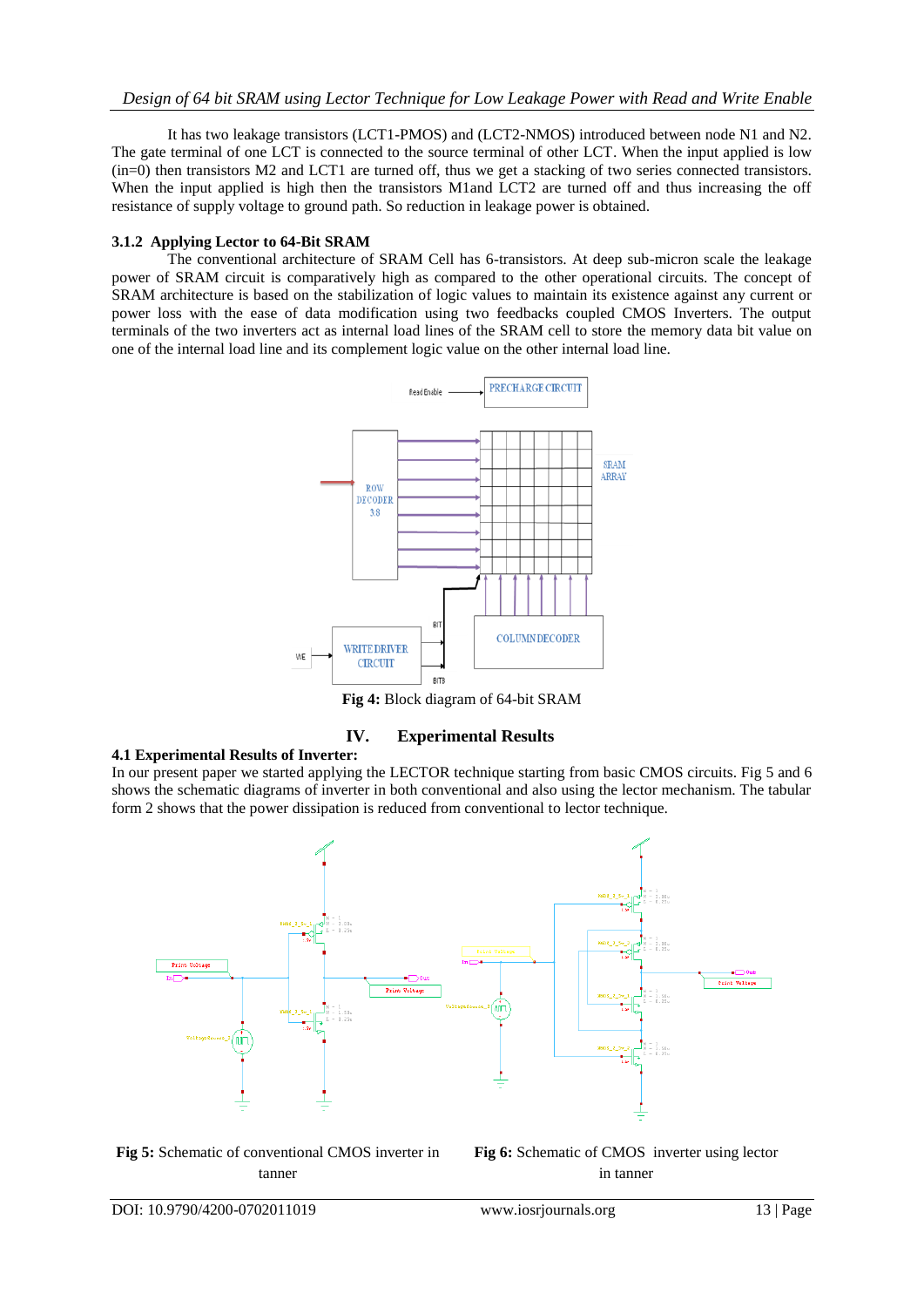It has two leakage transistors (LCT1-PMOS) and (LCT2-NMOS) introduced between node N1 and N2. The gate terminal of one LCT is connected to the source terminal of other LCT. When the input applied is low (in=0) then transistors M2 and LCT1 are turned off, thus we get a stacking of two series connected transistors. When the input applied is high then the transistors M1and LCT2 are turned off and thus increasing the off resistance of supply voltage to ground path. So reduction in leakage power is obtained.

### 3.1.2 Applying Lector to 64-Bit SRAM

The conventional architecture of SRAM Cell has 6-transistors. At deep sub-micron scale the leakage power of SRAM circuit is comparatively high as compared to the other operational circuits. The concept of SRAM architecture is based on the stabilization of logic values to maintain its existence against any current or power loss with the ease of data modification using two feedbacks coupled CMOS Inverters. The output terminals of the two inverters act as internal load lines of the SRAM cell to store the memory data bit value on one of the internal load line and its complement logic value on the other internal load line.

**Fig 4:** Block diagram of 64-bit SRAM

## IV. Experimental Results

### 4.1 Experimental Results of Inverter:

In our present paper we started applying the LECTOR technique starting from basic CMOS circuits. Fig 5 and 6 shows the schematic diagrams of inverter in both conventional and also using the lector mechanism. The tabular form 2 shows that the power dissipation is reduced from conventional to lector technique.

**Fig 5:** Schematic of conventional CMOS inverter in tanner

**Fig 6:** Schematic of CMOS inverter using lector in tanner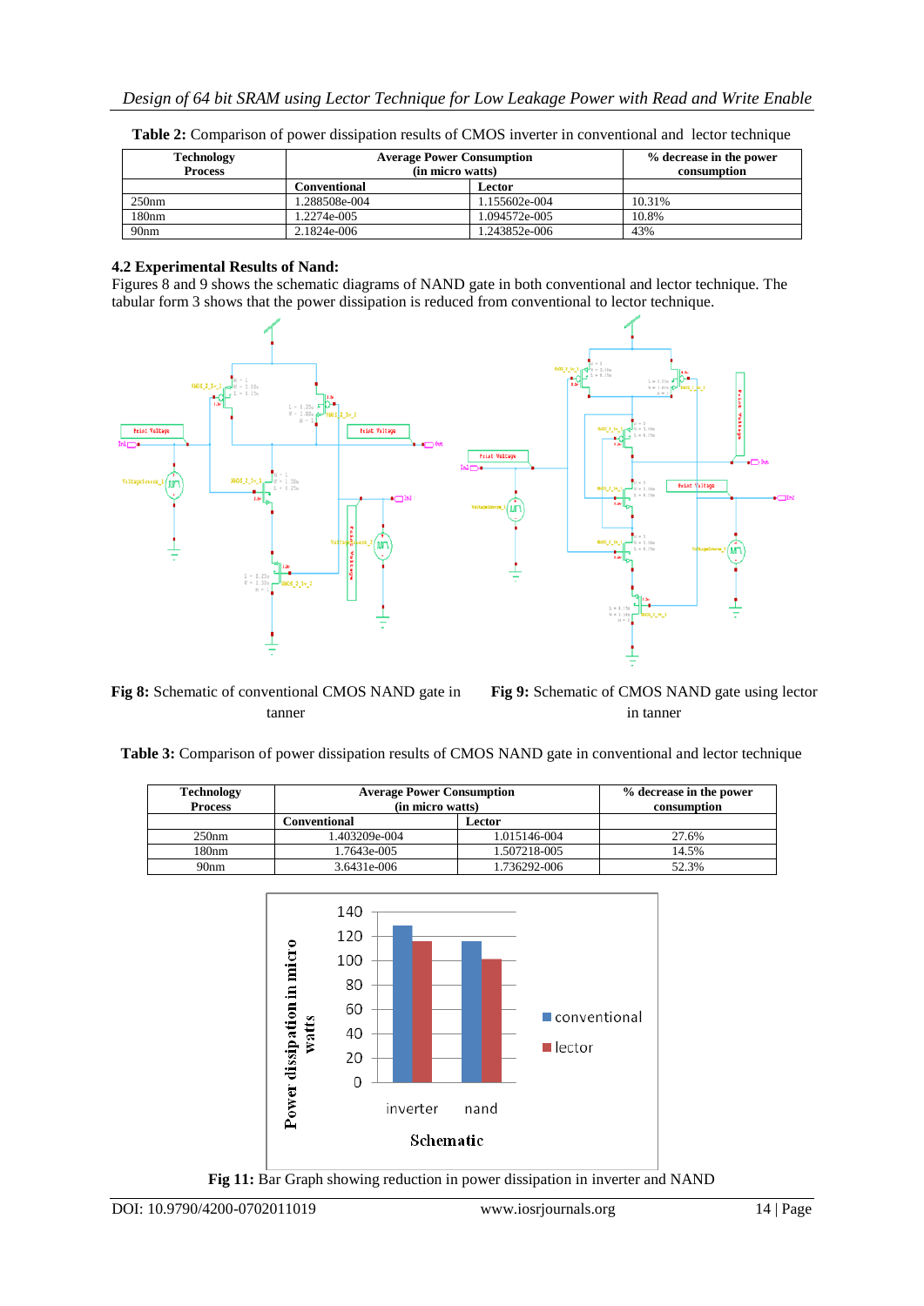**Table 2:** Comparison of power dissipation results of CMOS inverter in conventional and lector technique

| Technology Process | Average Power Consumption (in micro watts) | | % decrease in the power consumption |
|---|---|---|---|
| | Conventional | Lector | |
| 250nm | 1.288508e-004 | 1.155602e-004 | 10.31% |
| 180nm | 1.2274e-005 | 1.094572e-005 | 10.8% |
| 90nm | 2.1824e-006 | 1.243852e-006 | 43% |

### 4.2 Experimental Results of Nand:

Figures 8 and 9 shows the schematic diagrams of NAND gate in both conventional and lector technique. The tabular form 3 shows that the power dissipation is reduced from conventional to lector technique.

**Fig 8:** Schematic of conventional CMOS NAND gate in tanner

**Fig 9:** Schematic of CMOS NAND gate using lector in tanner

**Table 3:** Comparison of power dissipation results of CMOS NAND gate in conventional and lector technique

| Technology Process | Average Power Consumption (in micro watts) | | % decrease in the power consumption |
|---|---|---|---|
| | Conventional | Lector | |
| 250nm | 1.403209e-004 | 1.015146-004 | 27.6% |
| 180nm | 1.7643e-005 | 1.507218-005 | 14.5% |
| 90nm | 3.6431e-006 | 1.736292-006 | 52.3% |

**Fig 11:** Bar Graph showing reduction in power dissipation in inverter and NAND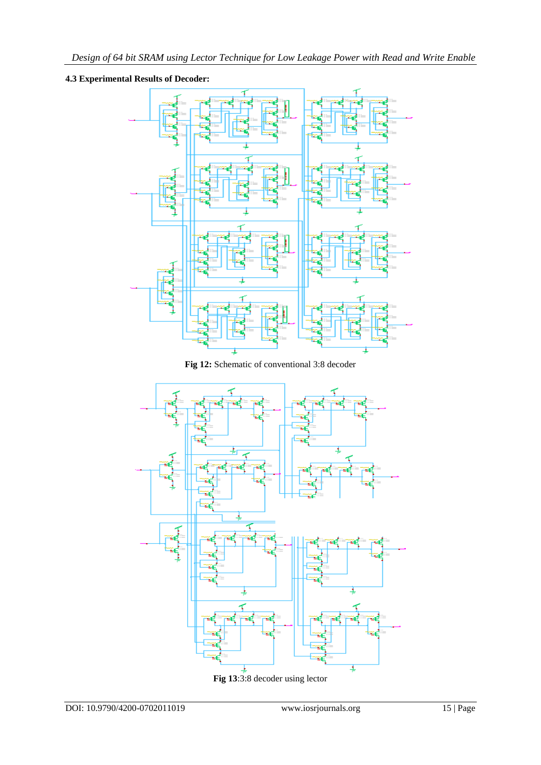**4.3 Experimental Results of Decoder:**

**Fig 12:** Schematic of conventional 3:8 decoder

**Fig 13**:3:8 decoder using lector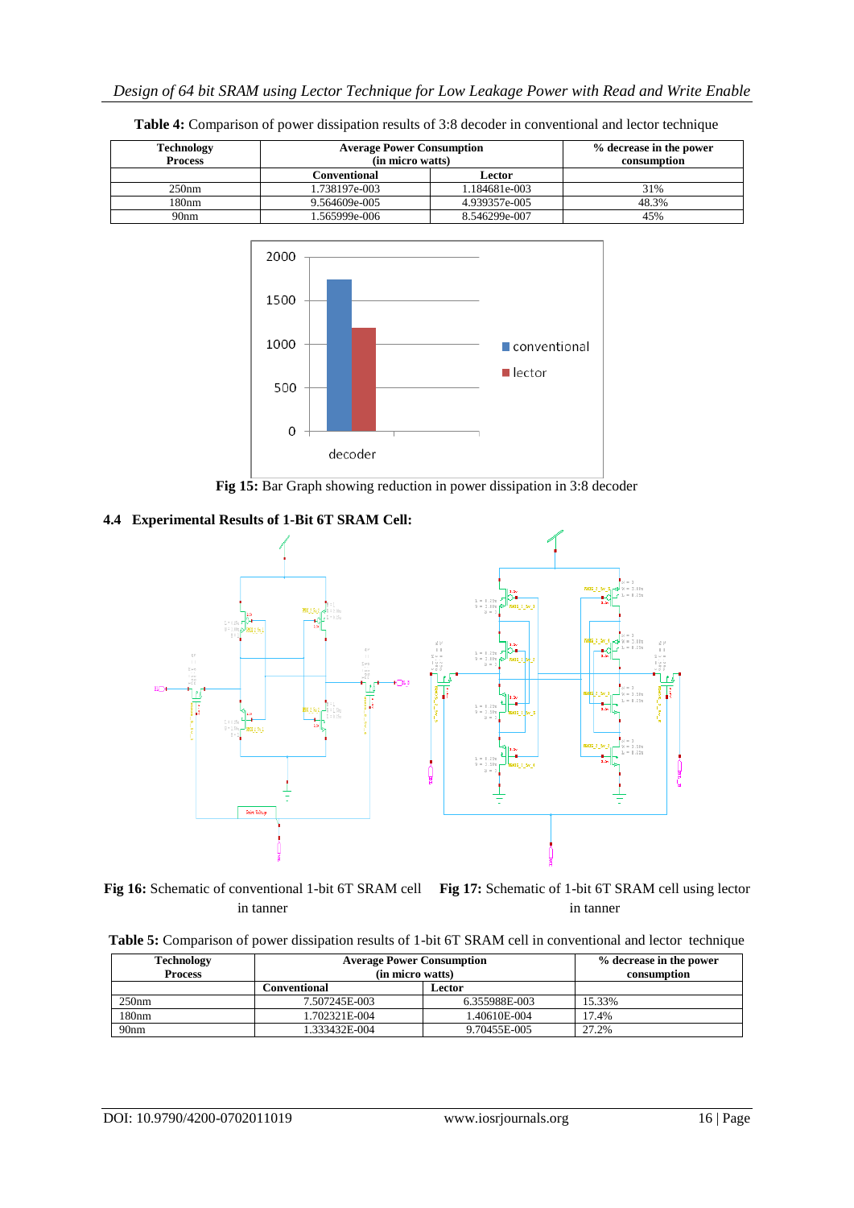**Table 4:** Comparison of power dissipation results of 3:8 decoder in conventional and lector technique

| Technology Process | Average Power Consumption (in micro watts) | | % decrease in the power consumption |
|---|---|---|---|
| | Conventional | Lector | |
| 250nm | 1.738197e-003 | 1.184681e-003 | 31% |
| 180nm | 9.564609e-005 | 4.939357e-005 | 48.3% |
| 90nm | 1.565999e-006 | 8.546299e-007 | 45% |

**Fig 15:** Bar Graph showing reduction in power dissipation in 3:8 decoder

### 4.4 Experimental Results of 1-Bit 6T SRAM Cell:

**Fig 16:** Schematic of conventional 1-bit 6T SRAM cell in tanner

**Fig 17:** Schematic of 1-bit 6T SRAM cell using lector in tanner

**Table 5:** Comparison of power dissipation results of 1-bit 6T SRAM cell in conventional and lector technique

| Technology Process | Average Power Consumption (in micro watts) | | % decrease in the power consumption |
|---|---|---|---|
| | Conventional | Lector | |
| 250nm | 7.507245E-003 | 6.355988E-003 | 15.33% |
| 180nm | 1.702321E-004 | 1.40610E-004 | 17.4% |
| 90nm | 1.333432E-004 | 9.70455E-005 | 27.2% |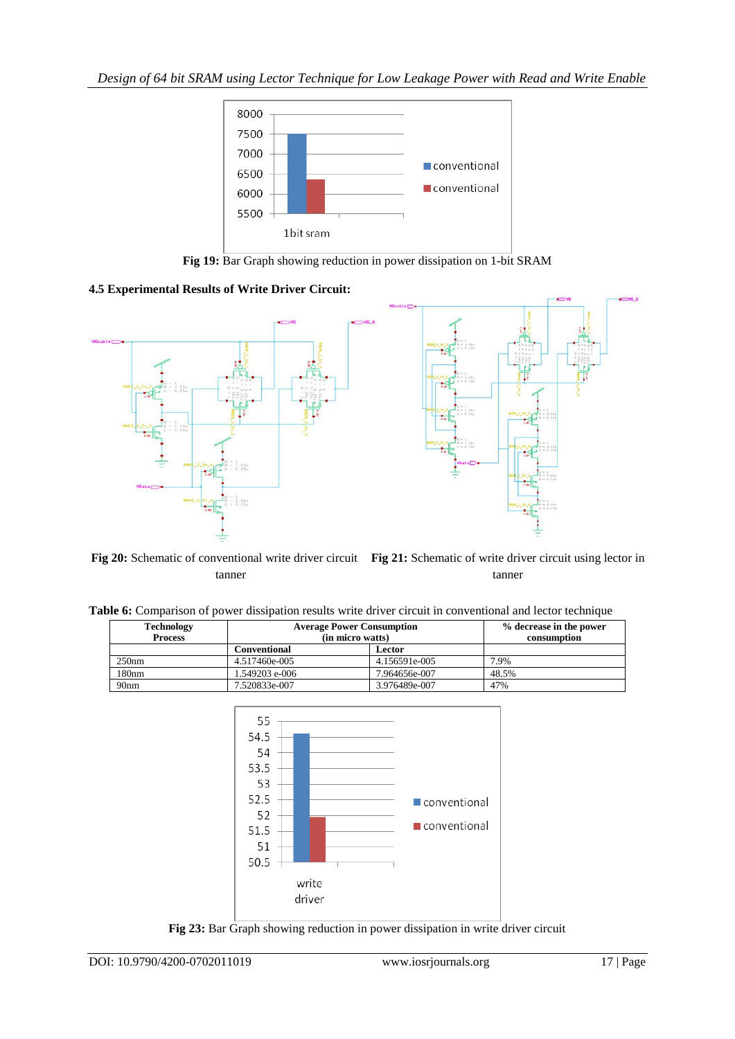Fig 19: **Fig 19:** Bar Graph showing reduction in power dissipation on 1-bit SRAM

### 4.5 Experimental Results of Write Driver Circuit:

**Fig 20:** Schematic of conventional write driver circuit tanner

**Fig 21:** Schematic of write driver circuit using lector in tanner

**Table 6:** Comparison of power dissipation results write driver circuit in conventional and lector technique

| Technology Process | Average Power Consumption (in micro watts) | | % decrease in the power consumption |
|---|---|---|---|
| | Conventional | Lector | |
| 250nm | 4.517460e-005 | 4.156591e-005 | 7.9% |
| 180nm | 1.549203 e-006 | 7.964656e-007 | 48.5% |
| 90nm | 7.520833e-007 | 3.976489e-007 | 47% |

**Fig 23:** Bar Graph showing reduction in power dissipation in write driver circuit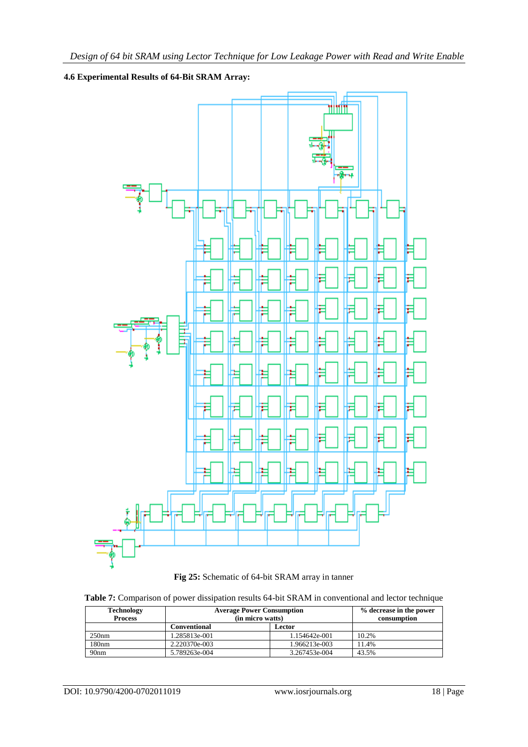### 4.6 Experimental Results of 64-Bit SRAM Array:

**Fig 25:** Schematic of 64-bit SRAM array in tanner

**Table 7:** Comparison of power dissipation results 64-bit SRAM in conventional and lector technique

| Technology Process | Average Power Consumption (in micro watts) | | % decrease in the power consumption |
|---|---|---|---|
| | Conventional | Lector | |
| 250nm | 1.285813e-001 | 1.154642e-001 | 10.2% |
| 180nm | 2.220370e-003 | 1.966213e-003 | 11.4% |
| 90nm | 5.789263e-004 | 3.267453e-004 | 43.5% |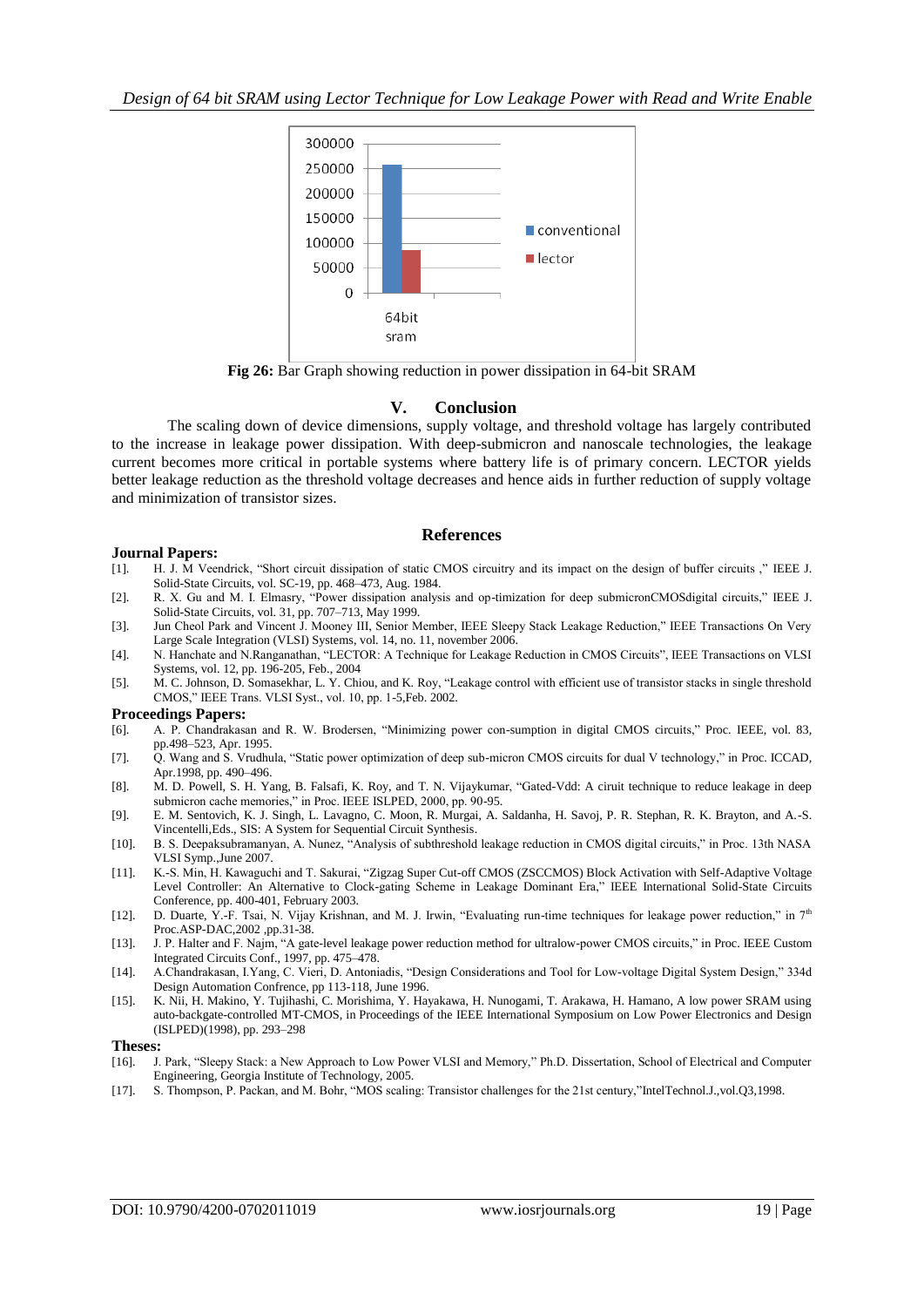300000
250000
200000
150000
100000
50000
0

conventional
lector

64bit
sram

**Fig 26:** Bar Graph showing reduction in power dissipation in 64-bit SRAM

## V. Conclusion

The scaling down of device dimensions, supply voltage, and threshold voltage has largely contributed to the increase in leakage power dissipation. With deep-submicron and nanoscale technologies, the leakage current becomes more critical in portable systems where battery life is of primary concern. LECTOR yields better leakage reduction as the threshold voltage decreases and hence aids in further reduction of supply voltage and minimization of transistor sizes.

## References

**Journal Papers:**

[1]. H. J. M Veendrick, "Short circuit dissipation of static CMOS circuitry and its impact on the design of buffer circuits ," IEEE J. Solid-State Circuits, vol. SC-19, pp. 468–473, Aug. 1984.

[2]. R. X. Gu and M. I. Elmasry, "Power dissipation analysis and op-timization for deep submicronCMOSdigital circuits," IEEE J. Solid-State Circuits, vol. 31, pp. 707–713, May 1999.

[3]. Jun Cheol Park and Vincent J. Mooney III, Senior Member, IEEE Sleepy Stack Leakage Reduction," IEEE Transactions On Very Large Scale Integration (VLSI) Systems, vol. 14, no. 11, november 2006.

[4]. N. Hanchate and N.Ranganathan, "LECTOR: A Technique for Leakage Reduction in CMOS Circuits", IEEE Transactions on VLSI Systems, vol. 12, pp. 196-205, Feb., 2004

[5]. M. C. Johnson, D. Somasekhar, L. Y. Chiou, and K. Roy, "Leakage control with efficient use of transistor stacks in single threshold CMOS," IEEE Trans. VLSI Syst., vol. 10, pp. 1-5,Feb. 2002.

**Proceedings Papers:**

[6]. A. P. Chandrakasan and R. W. Brodersen, "Minimizing power con-sumption in digital CMOS circuits," Proc. IEEE, vol. 83, pp.498–523, Apr. 1995.

[7]. Q. Wang and S. Vrudhula, "Static power optimization of deep sub-micron CMOS circuits for dual V technology," in Proc. ICCAD, Apr.1998, pp. 490–496.

[8]. M. D. Powell, S. H. Yang, B. Falsafi, K. Roy, and T. N. Vijaykumar, "Gated-Vdd: A ciruit technique to reduce leakage in deep submicron cache memories," in Proc. IEEE ISLPED, 2000, pp. 90-95.

[9]. E. M. Sentovich, K. J. Singh, L. Lavagno, C. Moon, R. Murgai, A. Saldanha, H. Savoj, P. R. Stephan, R. K. Brayton, and A.-S. Vincentelli,Eds., SIS: A System for Sequential Circuit Synthesis.

[10]. B. S. Deepaksubramanyan, A. Nunez, "Analysis of subthreshold leakage reduction in CMOS digital circuits," in Proc. 13th NASA VLSI Symp.,June 2007.

[11]. K.-S. Min, H. Kawaguchi and T. Sakurai, "Zigzag Super Cut-off CMOS (ZSCCMOS) Block Activation with Self-Adaptive Voltage Level Controller: An Alternative to Clock-gating Scheme in Leakage Dominant Era," IEEE International Solid-State Circuits Conference, pp. 400-401, February 2003.

[12]. D. Duarte, Y.-F. Tsai, N. Vijay Krishnan, and M. J. Irwin, "Evaluating run-time techniques for leakage power reduction," in 7th Proc.ASP-DAC,2002 ,pp.31-38.

[13]. J. P. Halter and F. Najm, "A gate-level leakage power reduction method for ultralow-power CMOS circuits," in Proc. IEEE Custom Integrated Circuits Conf., 1997, pp. 475–478.

[14]. A.Chandrakasan, I.Yang, C. Vieri, D. Antoniadis, "Design Considerations and Tool for Low-voltage Digital System Design," 334d Design Automation Confrence, pp 113-118, June 1996.

[15]. K. Nii, H. Makino, Y. Tujihashi, C. Morishima, Y. Hayakawa, H. Nunogami, T. Arakawa, H. Hamano, A low power SRAM using auto-backgate-controlled MT-CMOS, in Proceedings of the IEEE International Symposium on Low Power Electronics and Design (ISLPED)(1998), pp. 293–298

**Theses:**

[16]. J. Park, "Sleepy Stack: a New Approach to Low Power VLSI and Memory," Ph.D. Dissertation, School of Electrical and Computer Engineering, Georgia Institute of Technology, 2005.

[17]. S. Thompson, P. Packan, and M. Bohr, "MOS scaling: Transistor challenges for the 21st century,"IntelTechnol.J.,vol.Q3,1998.